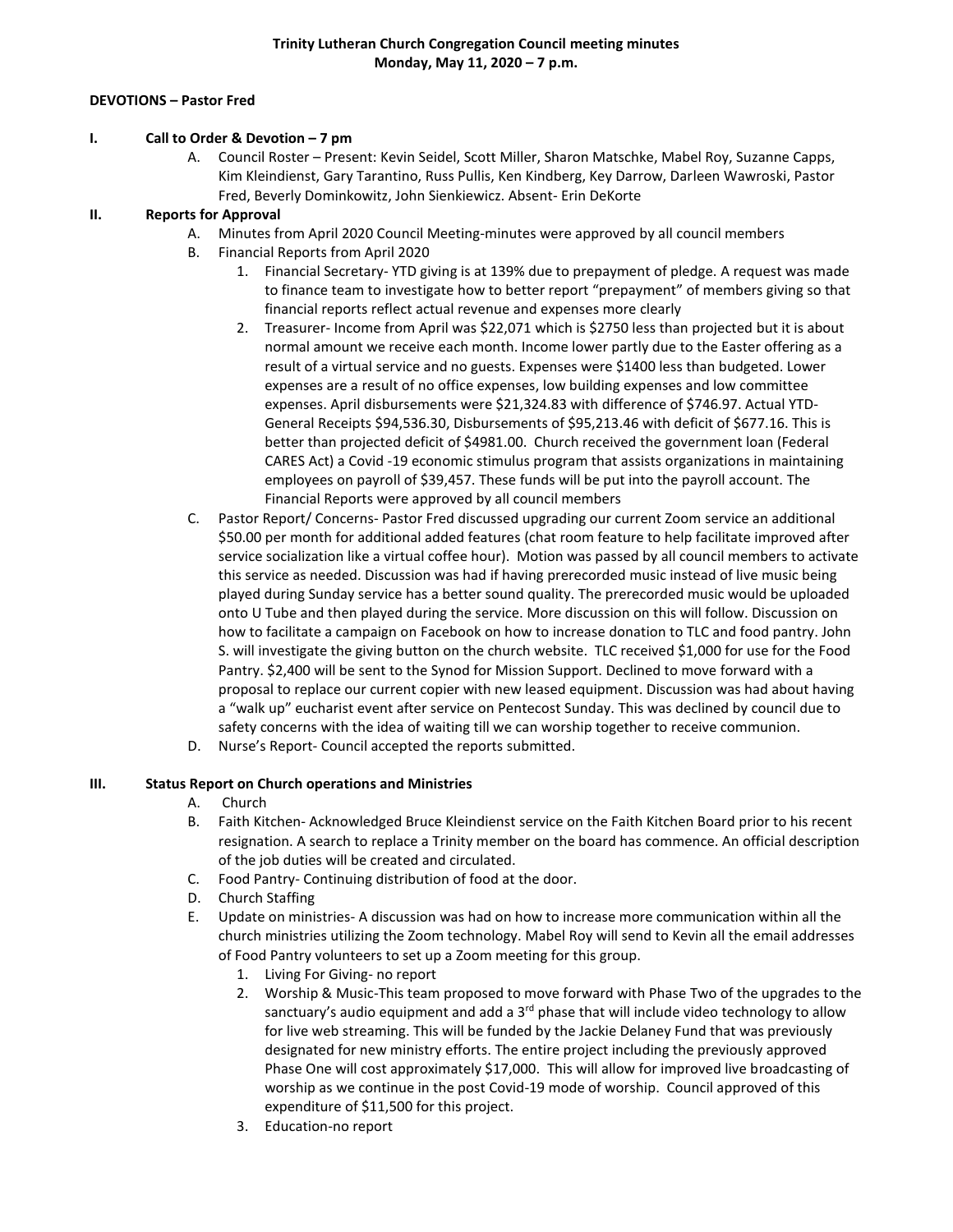**Trinity Lutheran Church Congregation Council meeting minutes**
**Monday, May 11, 2020 – 7 p.m.**

**DEVOTIONS – Pastor Fred**

**I. Call to Order & Devotion – 7 pm**

A. Council Roster – Present: Kevin Seidel, Scott Miller, Sharon Matschke, Mabel Roy, Suzanne Capps, Kim Kleindienst, Gary Tarantino, Russ Pullis, Ken Kindberg, Key Darrow, Darleen Wawroski, Pastor Fred, Beverly Dominkowitz, John Sienkiewicz. Absent- Erin DeKorte

**II. Reports for Approval**

A. Minutes from April 2020 Council Meeting-minutes were approved by all council members

B. Financial Reports from April 2020

1. Financial Secretary- YTD giving is at 139% due to prepayment of pledge. A request was made to finance team to investigate how to better report "prepayment" of members giving so that financial reports reflect actual revenue and expenses more clearly
2. Treasurer- Income from April was $22,071 which is $2750 less than projected but it is about normal amount we receive each month. Income lower partly due to the Easter offering as a result of a virtual service and no guests. Expenses were $1400 less than budgeted. Lower expenses are a result of no office expenses, low building expenses and low committee expenses. April disbursements were $21,324.83 with difference of $746.97. Actual YTD-General Receipts $94,536.30, Disbursements of $95,213.46 with deficit of $677.16. This is better than projected deficit of $4981.00. Church received the government loan (Federal CARES Act) a Covid -19 economic stimulus program that assists organizations in maintaining employees on payroll of $39,457. These funds will be put into the payroll account. The Financial Reports were approved by all council members

C. Pastor Report/ Concerns- Pastor Fred discussed upgrading our current Zoom service an additional $50.00 per month for additional added features (chat room feature to help facilitate improved after service socialization like a virtual coffee hour). Motion was passed by all council members to activate this service as needed. Discussion was had if having prerecorded music instead of live music being played during Sunday service has a better sound quality. The prerecorded music would be uploaded onto U Tube and then played during the service. More discussion on this will follow. Discussion on how to facilitate a campaign on Facebook on how to increase donation to TLC and food pantry. John S. will investigate the giving button on the church website. TLC received $1,000 for use for the Food Pantry. $2,400 will be sent to the Synod for Mission Support. Declined to move forward with a proposal to replace our current copier with new leased equipment. Discussion was had about having a "walk up" eucharist event after service on Pentecost Sunday. This was declined by council due to safety concerns with the idea of waiting till we can worship together to receive communion.

D. Nurse's Report- Council accepted the reports submitted.

**III. Status Report on Church operations and Ministries**

A. Church

B. Faith Kitchen- Acknowledged Bruce Kleindienst service on the Faith Kitchen Board prior to his recent resignation. A search to replace a Trinity member on the board has commence. An official description of the job duties will be created and circulated.

C. Food Pantry- Continuing distribution of food at the door.

D. Church Staffing

E. Update on ministries- A discussion was had on how to increase more communication within all the church ministries utilizing the Zoom technology. Mabel Roy will send to Kevin all the email addresses of Food Pantry volunteers to set up a Zoom meeting for this group.

1. Living For Giving- no report
2. Worship & Music-This team proposed to move forward with Phase Two of the upgrades to the sanctuary's audio equipment and add a 3rd phase that will include video technology to allow for live web streaming. This will be funded by the Jackie Delaney Fund that was previously designated for new ministry efforts. The entire project including the previously approved Phase One will cost approximately $17,000. This will allow for improved live broadcasting of worship as we continue in the post Covid-19 mode of worship. Council approved of this expenditure of $11,500 for this project.
3. Education-no report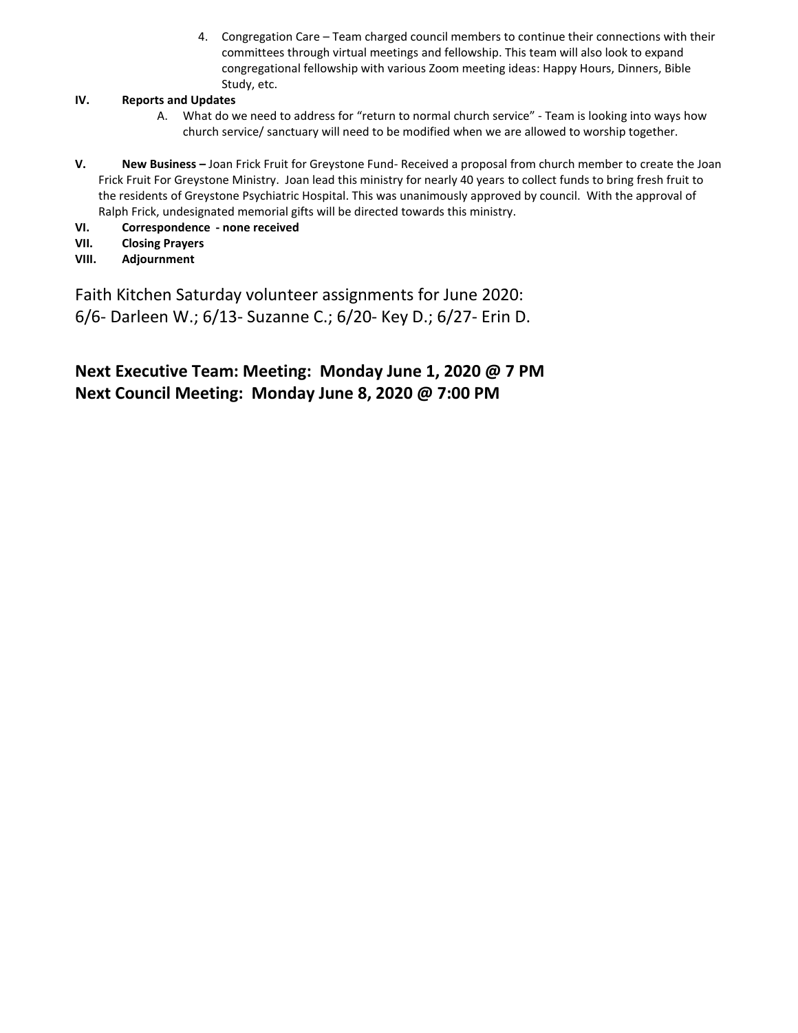4. Congregation Care – Team charged council members to continue their connections with their committees through virtual meetings and fellowship. This team will also look to expand congregational fellowship with various Zoom meeting ideas: Happy Hours, Dinners, Bible Study, etc.

**IV. Reports and Updates**

A. What do we need to address for "return to normal church service" - Team is looking into ways how church service/ sanctuary will need to be modified when we are allowed to worship together.

**V. New Business –** Joan Frick Fruit for Greystone Fund- Received a proposal from church member to create the Joan Frick Fruit For Greystone Ministry. Joan lead this ministry for nearly 40 years to collect funds to bring fresh fruit to the residents of Greystone Psychiatric Hospital. This was unanimously approved by council. With the approval of Ralph Frick, undesignated memorial gifts will be directed towards this ministry.

**VI. Correspondence - none received**

**VII. Closing Prayers**

**VIII. Adjournment**

Faith Kitchen Saturday volunteer assignments for June 2020:
6/6- Darleen W.; 6/13- Suzanne C.; 6/20- Key D.; 6/27- Erin D.

**Next Executive Team: Meeting: Monday June 1, 2020 @ 7 PM**
**Next Council Meeting: Monday June 8, 2020 @ 7:00 PM**